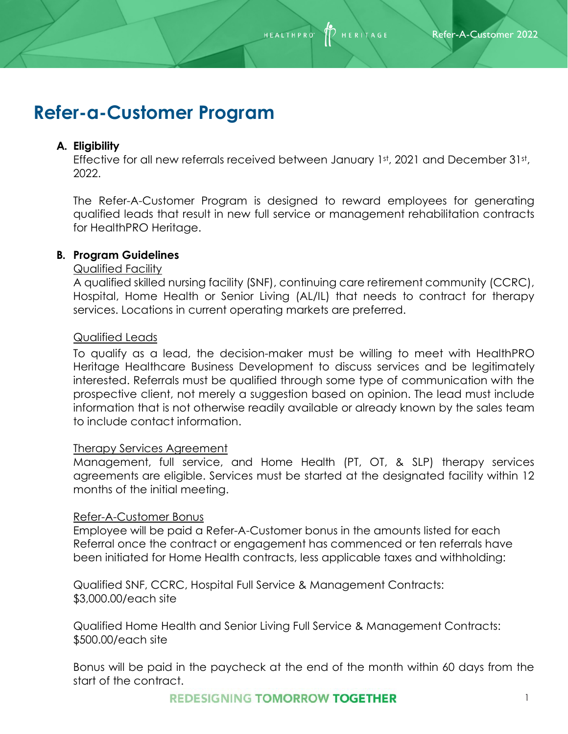# Refer-a-Customer Program

**A. Eligibility**

Effective for all new referrals received between January 1st, 2021 and December 31st, 2022.

The Refer-A-Customer Program is designed to reward employees for generating qualified leads that result in new full service or management rehabilitation contracts for HealthPRO Heritage.

**B. Program Guidelines**

Qualified Facility

A qualified skilled nursing facility (SNF), continuing care retirement community (CCRC), Hospital, Home Health or Senior Living (AL/IL) that needs to contract for therapy services. Locations in current operating markets are preferred.

Qualified Leads

To qualify as a lead, the decision-maker must be willing to meet with HealthPRO Heritage Healthcare Business Development to discuss services and be legitimately interested. Referrals must be qualified through some type of communication with the prospective client, not merely a suggestion based on opinion. The lead must include information that is not otherwise readily available or already known by the sales team to include contact information.

Therapy Services Agreement

Management, full service, and Home Health (PT, OT, & SLP) therapy services agreements are eligible. Services must be started at the designated facility within 12 months of the initial meeting.

Refer-A-Customer Bonus

Employee will be paid a Refer-A-Customer bonus in the amounts listed for each Referral once the contract or engagement has commenced or ten referrals have been initiated for Home Health contracts, less applicable taxes and withholding:

Qualified SNF, CCRC, Hospital Full Service & Management Contracts: $3,000.00/each site

Qualified Home Health and Senior Living Full Service & Management Contracts: $500.00/each site

Bonus will be paid in the paycheck at the end of the month within 60 days from the start of the contract.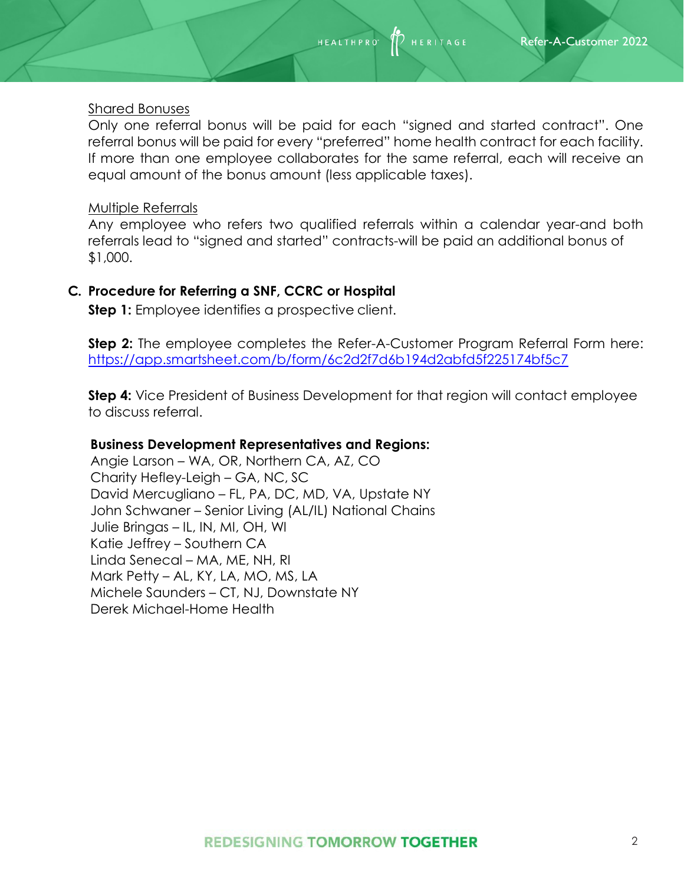Shared Bonuses

Only one referral bonus will be paid for each "signed and started contract". One referral bonus will be paid for every "preferred" home health contract for each facility. If more than one employee collaborates for the same referral, each will receive an equal amount of the bonus amount (less applicable taxes).

Multiple Referrals

Any employee who refers two qualified referrals within a calendar year-and both referrals lead to "signed and started" contracts-will be paid an additional bonus of $1,000.

### C. Procedure for Referring a SNF, CCRC or Hospital

**Step 1:** Employee identifies a prospective client.

**Step 2:** The employee completes the Refer-A-Customer Program Referral Form here: https://app.smartsheet.com/b/form/6c2d2f7d6b194d2abfd5f225174bf5c7

**Step 4:** Vice President of Business Development for that region will contact employee to discuss referral.

**Business Development Representatives and Regions:**

Angie Larson – WA, OR, Northern CA, AZ, CO
Charity Hefley-Leigh – GA, NC, SC
David Mercugliano – FL, PA, DC, MD, VA, Upstate NY
John Schwaner – Senior Living (AL/IL) National Chains
Julie Bringas – IL, IN, MI, OH, WI
Katie Jeffrey – Southern CA
Linda Senecal – MA, ME, NH, RI
Mark Petty – AL, KY, LA, MO, MS, LA
Michele Saunders – CT, NJ, Downstate NY
Derek Michael-Home Health